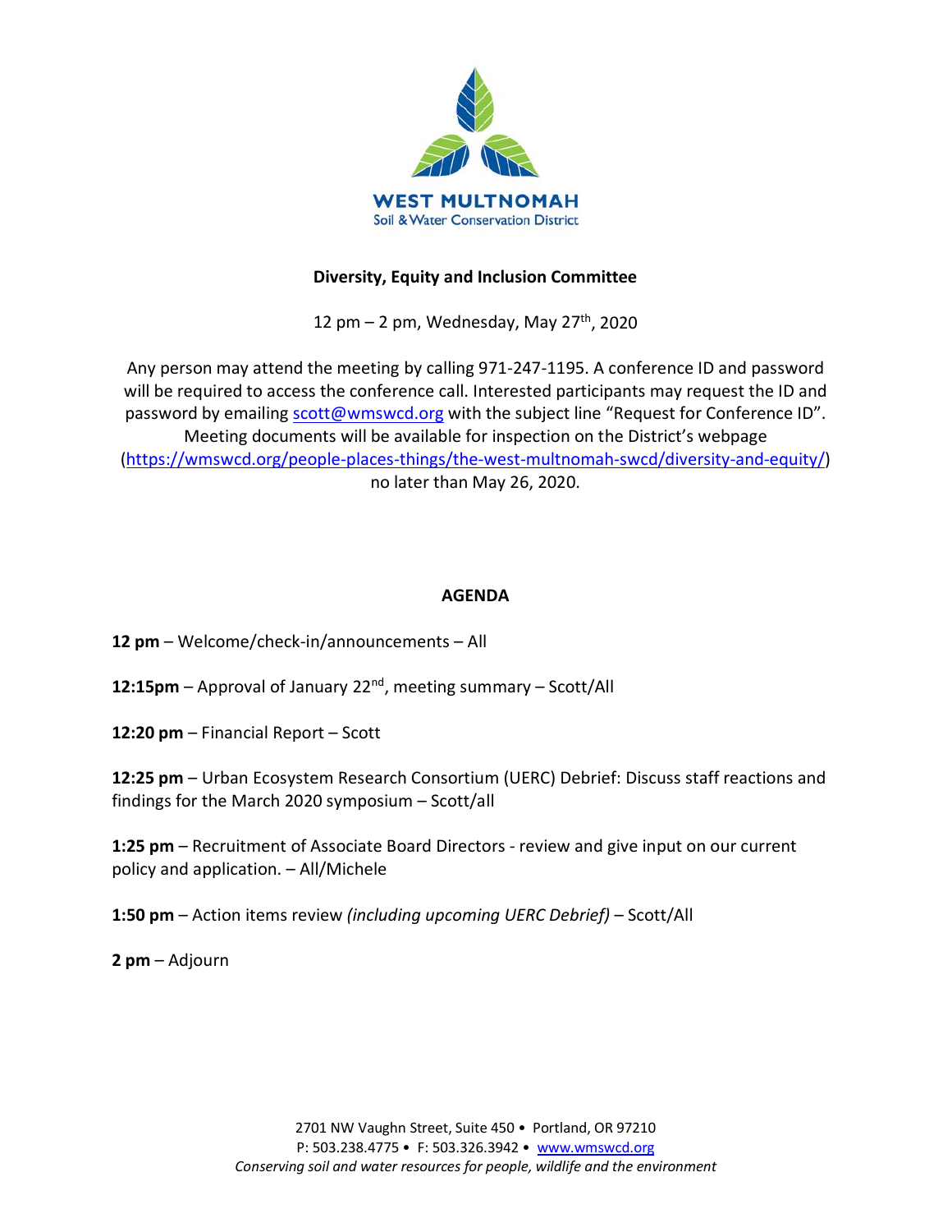WEST MULTNOMAH
Soil & Water Conservation District

**Diversity, Equity and Inclusion Committee**

12 pm – 2 pm, Wednesday, May 27th, 2020

Any person may attend the meeting by calling 971-247-1195. A conference ID and password will be required to access the conference call. Interested participants may request the ID and password by emailing scott@wmswcd.org with the subject line "Request for Conference ID". Meeting documents will be available for inspection on the District's webpage (https://wmswcd.org/people-places-things/the-west-multnomah-swcd/diversity-and-equity/) no later than May 26, 2020.

**AGENDA**

**12 pm** – Welcome/check-in/announcements – All

**12:15pm** – Approval of January 22nd, meeting summary – Scott/All

**12:20 pm** – Financial Report – Scott

**12:25 pm** – Urban Ecosystem Research Consortium (UERC) Debrief: Discuss staff reactions and findings for the March 2020 symposium – Scott/all

**1:25 pm** – Recruitment of Associate Board Directors - review and give input on our current policy and application. – All/Michele

**1:50 pm** – Action items review *(including upcoming UERC Debrief)* – Scott/All

**2 pm** – Adjourn

2701 NW Vaughn Street, Suite 450 • Portland, OR 97210
P: 503.238.4775 • F: 503.326.3942 • www.wmswcd.org
*Conserving soil and water resources for people, wildlife and the environment*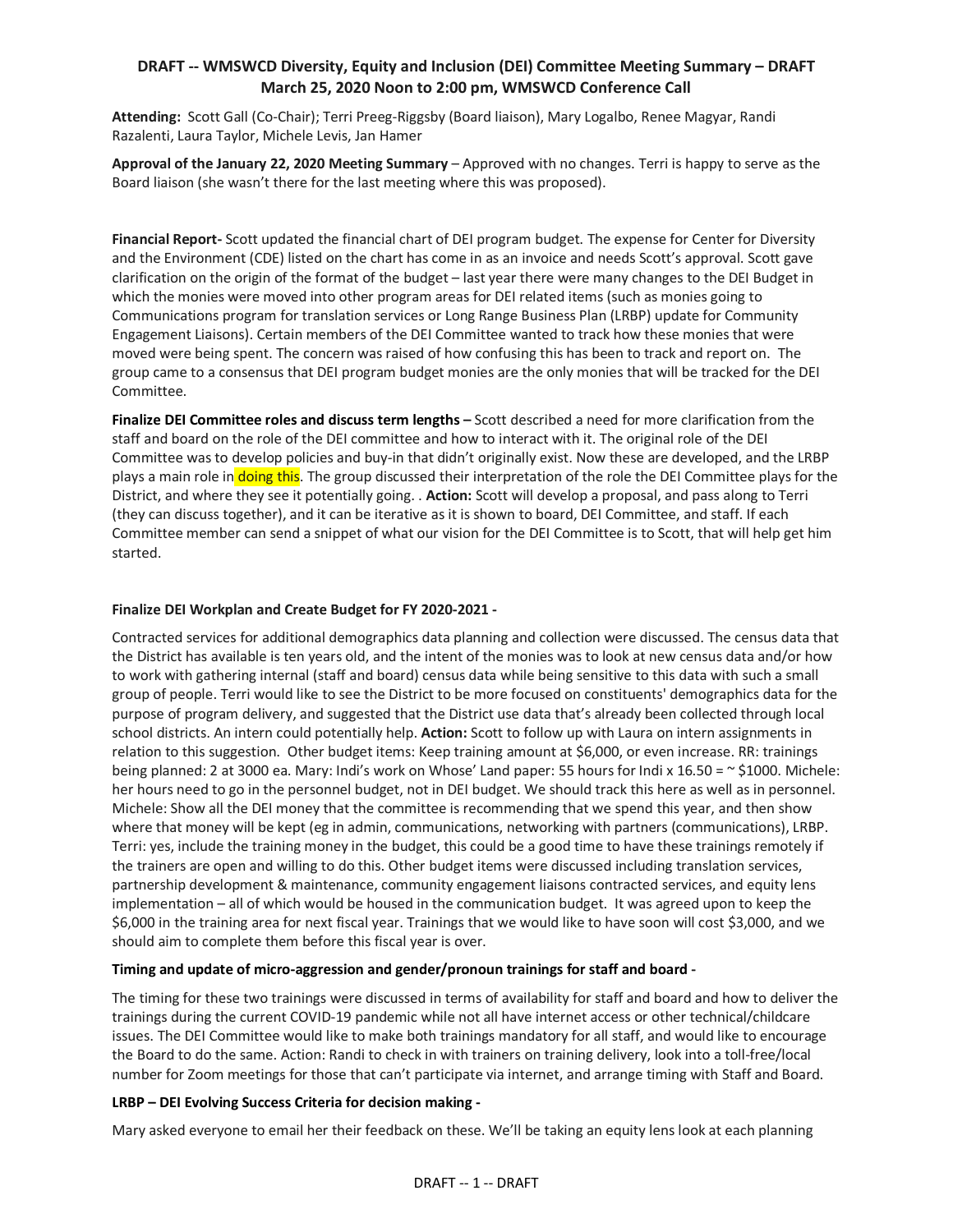## DRAFT -- WMSWCD Diversity, Equity and Inclusion (DEI) Committee Meeting Summary – DRAFT
## March 25, 2020 Noon to 2:00 pm, WMSWCD Conference Call

**Attending:** Scott Gall (Co-Chair); Terri Preeg-Riggsby (Board liaison), Mary Logalbo, Renee Magyar, Randi Razalenti, Laura Taylor, Michele Levis, Jan Hamer

**Approval of the January 22, 2020 Meeting Summary** – Approved with no changes. Terri is happy to serve as the Board liaison (she wasn't there for the last meeting where this was proposed).

**Financial Report-** Scott updated the financial chart of DEI program budget. The expense for Center for Diversity and the Environment (CDE) listed on the chart has come in as an invoice and needs Scott's approval. Scott gave clarification on the origin of the format of the budget – last year there were many changes to the DEI Budget in which the monies were moved into other program areas for DEI related items (such as monies going to Communications program for translation services or Long Range Business Plan (LRBP) update for Community Engagement Liaisons). Certain members of the DEI Committee wanted to track how these monies that were moved were being spent. The concern was raised of how confusing this has been to track and report on. The group came to a consensus that DEI program budget monies are the only monies that will be tracked for the DEI Committee.

**Finalize DEI Committee roles and discuss term lengths –** Scott described a need for more clarification from the staff and board on the role of the DEI committee and how to interact with it. The original role of the DEI Committee was to develop policies and buy-in that didn't originally exist. Now these are developed, and the LRBP plays a main role in doing this. The group discussed their interpretation of the role the DEI Committee plays for the District, and where they see it potentially going. . **Action:** Scott will develop a proposal, and pass along to Terri (they can discuss together), and it can be iterative as it is shown to board, DEI Committee, and staff. If each Committee member can send a snippet of what our vision for the DEI Committee is to Scott, that will help get him started.

**Finalize DEI Workplan and Create Budget for FY 2020-2021 -**

Contracted services for additional demographics data planning and collection were discussed. The census data that the District has available is ten years old, and the intent of the monies was to look at new census data and/or how to work with gathering internal (staff and board) census data while being sensitive to this data with such a small group of people. Terri would like to see the District to be more focused on constituents' demographics data for the purpose of program delivery, and suggested that the District use data that's already been collected through local school districts. An intern could potentially help. **Action:** Scott to follow up with Laura on intern assignments in relation to this suggestion. Other budget items: Keep training amount at $6,000, or even increase. RR: trainings being planned: 2 at 3000 ea. Mary: Indi's work on Whose' Land paper: 55 hours for Indi x 16.50 = ~ $1000. Michele: her hours need to go in the personnel budget, not in DEI budget. We should track this here as well as in personnel. Michele: Show all the DEI money that the committee is recommending that we spend this year, and then show where that money will be kept (eg in admin, communications, networking with partners (communications), LRBP. Terri: yes, include the training money in the budget, this could be a good time to have these trainings remotely if the trainers are open and willing to do this. Other budget items were discussed including translation services, partnership development & maintenance, community engagement liaisons contracted services, and equity lens implementation – all of which would be housed in the communication budget. It was agreed upon to keep the $6,000 in the training area for next fiscal year. Trainings that we would like to have soon will cost $3,000, and we should aim to complete them before this fiscal year is over.

**Timing and update of micro-aggression and gender/pronoun trainings for staff and board -**

The timing for these two trainings were discussed in terms of availability for staff and board and how to deliver the trainings during the current COVID-19 pandemic while not all have internet access or other technical/childcare issues. The DEI Committee would like to make both trainings mandatory for all staff, and would like to encourage the Board to do the same. Action: Randi to check in with trainers on training delivery, look into a toll-free/local number for Zoom meetings for those that can't participate via internet, and arrange timing with Staff and Board.

**LRBP – DEI Evolving Success Criteria for decision making -**

Mary asked everyone to email her their feedback on these. We'll be taking an equity lens look at each planning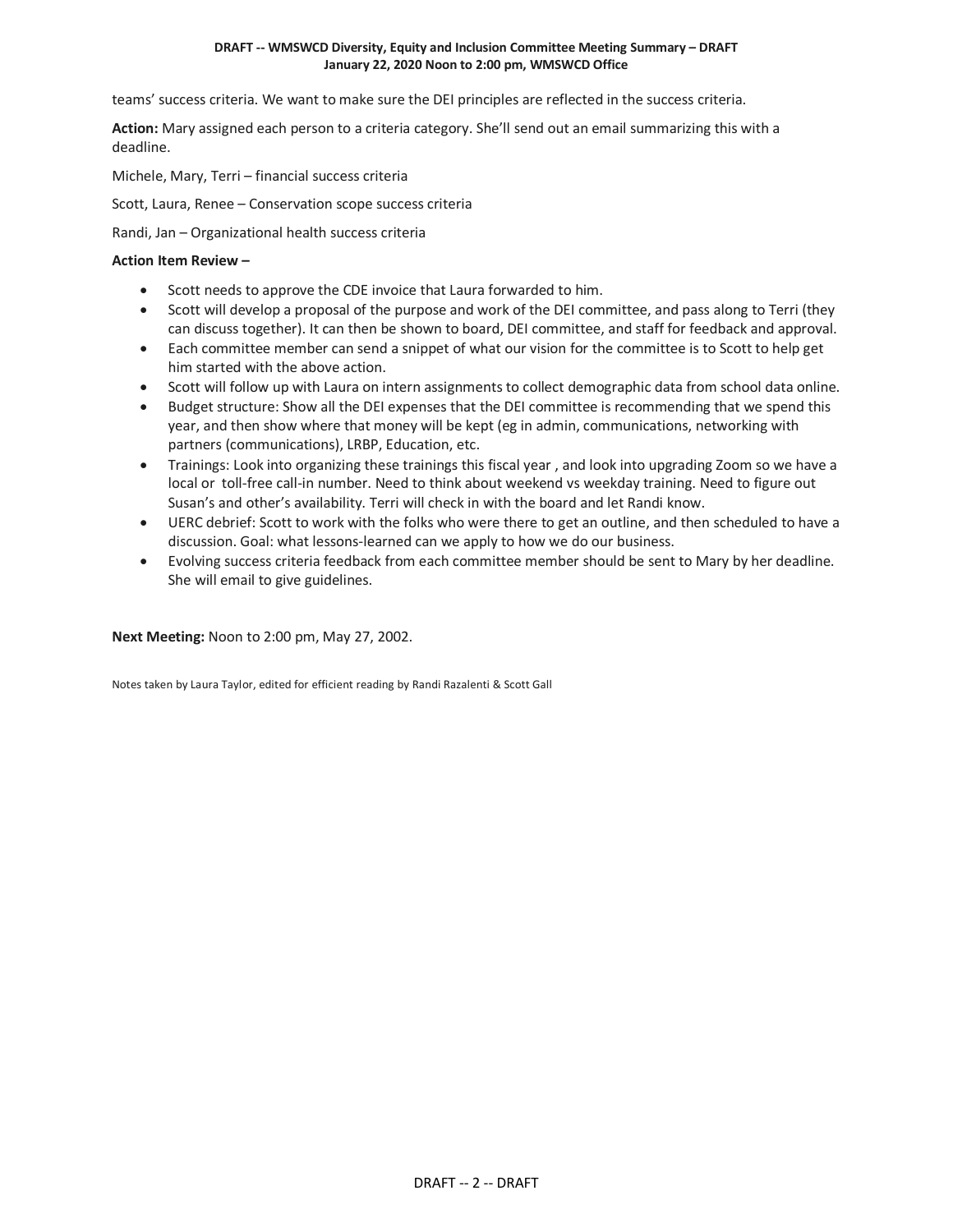teams' success criteria. We want to make sure the DEI principles are reflected in the success criteria.

**Action:** Mary assigned each person to a criteria category. She'll send out an email summarizing this with a deadline.

Michele, Mary, Terri – financial success criteria

Scott, Laura, Renee – Conservation scope success criteria

Randi, Jan – Organizational health success criteria

**Action Item Review –**

- Scott needs to approve the CDE invoice that Laura forwarded to him.
- Scott will develop a proposal of the purpose and work of the DEI committee, and pass along to Terri (they can discuss together). It can then be shown to board, DEI committee, and staff for feedback and approval.
- Each committee member can send a snippet of what our vision for the committee is to Scott to help get him started with the above action.
- Scott will follow up with Laura on intern assignments to collect demographic data from school data online.
- Budget structure: Show all the DEI expenses that the DEI committee is recommending that we spend this year, and then show where that money will be kept (eg in admin, communications, networking with partners (communications), LRBP, Education, etc.
- Trainings: Look into organizing these trainings this fiscal year , and look into upgrading Zoom so we have a local or toll-free call-in number. Need to think about weekend vs weekday training. Need to figure out Susan's and other's availability. Terri will check in with the board and let Randi know.
- UERC debrief: Scott to work with the folks who were there to get an outline, and then scheduled to have a discussion. Goal: what lessons-learned can we apply to how we do our business.
- Evolving success criteria feedback from each committee member should be sent to Mary by her deadline. She will email to give guidelines.

**Next Meeting:** Noon to 2:00 pm, May 27, 2002.

Notes taken by Laura Taylor, edited for efficient reading by Randi Razalenti & Scott Gall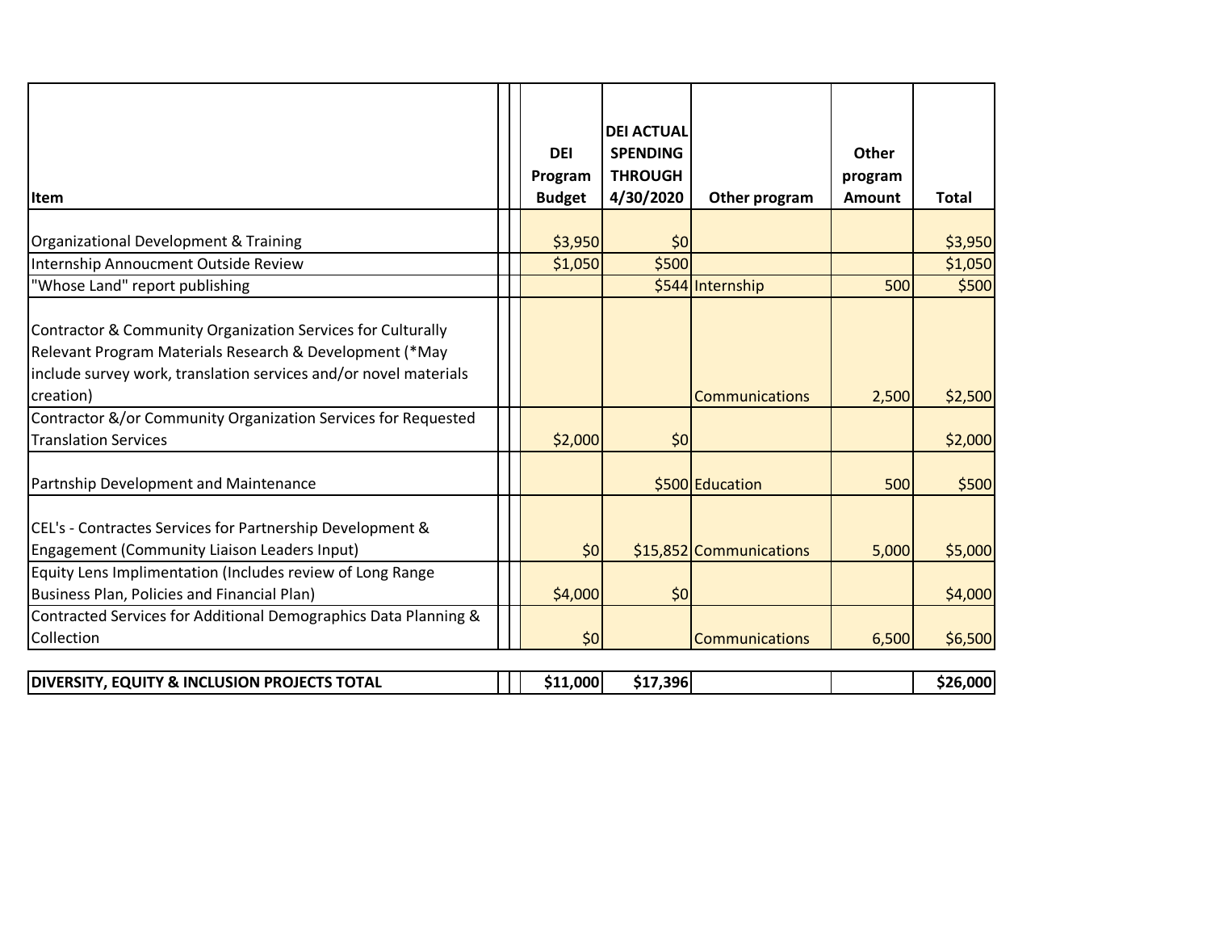| Item | DEI Program Budget | DEI ACTUAL SPENDING THROUGH 4/30/2020 | Other program | Other program Amount | Total |
|---|---|---|---|---|---|
| Organizational Development & Training | $3,950 | $0 | | | $3,950 |
| Internship Annoucment Outside Review | $1,050 | $500 | | | $1,050 |
| "Whose Land" report publishing | | $544 | Internship | 500 | $500 |
| Contractor & Community Organization Services for Culturally Relevant Program Materials Research & Development (*May include survey work, translation services and/or novel materials creation) | | | Communications | 2,500 | $2,500 |
| Contractor &/or Community Organization Services for Requested Translation Services | $2,000 | $0 | | | $2,000 |
| Partnship Development and Maintenance | | $500 | Education | 500 | $500 |
| CEL's - Contractes Services for Partnership Development & Engagement (Community Liaison Leaders Input) | $0 | $15,852 | Communications | 5,000 | $5,000 |
| Equity Lens Implimentation (Includes review of Long Range Business Plan, Policies and Financial Plan) | $4,000 | $0 | | | $4,000 |
| Contracted Services for Additional Demographics Data Planning & Collection | $0 | | Communications | 6,500 | $6,500 |
| **DIVERSITY, EQUITY & INCLUSION PROJECTS TOTAL** | **$11,000** | **$17,396** | | | **$26,000** |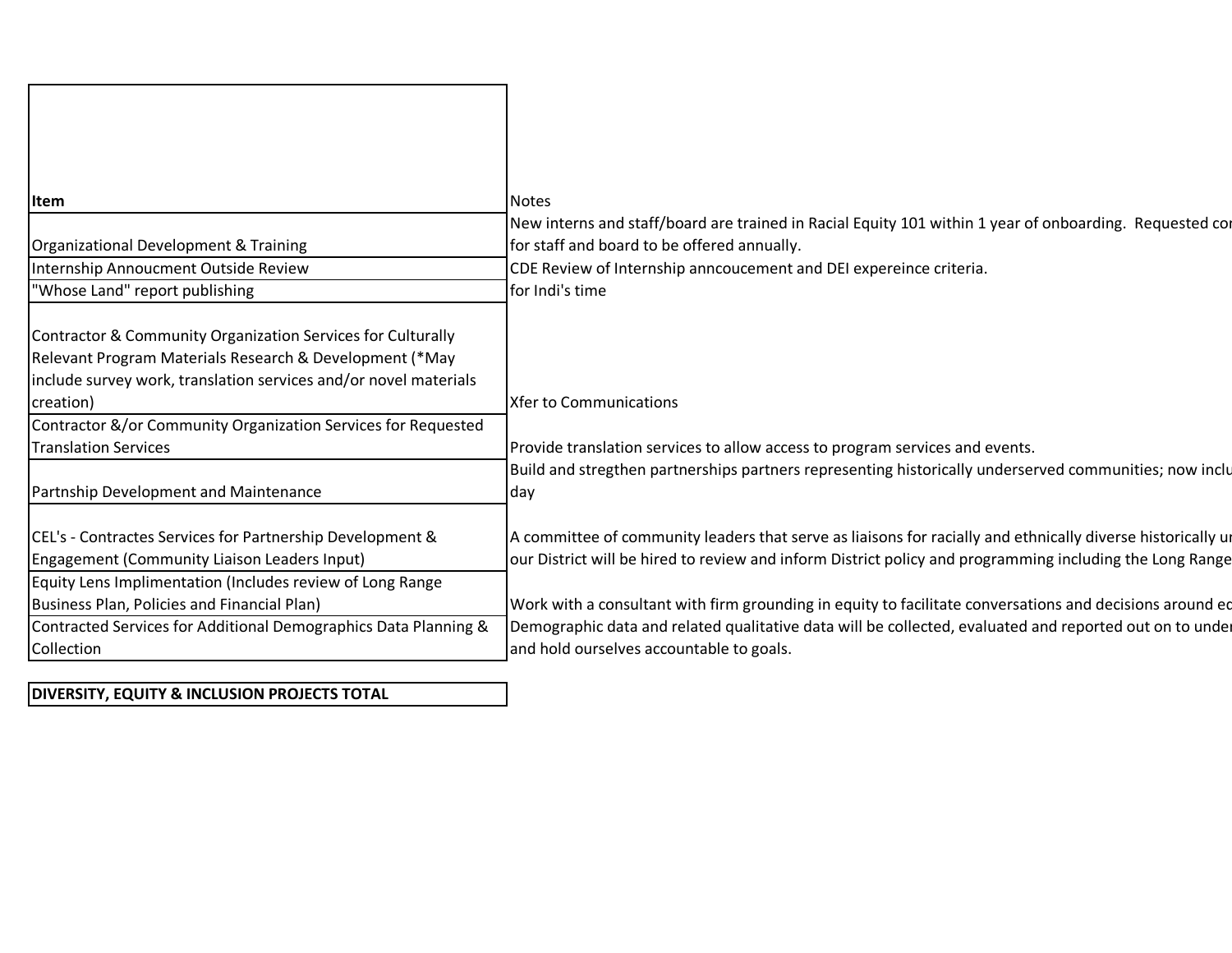| Item | Notes |
|---|---|
| Organizational Development & Training | New interns and staff/board are trained in Racial Equity 101 within 1 year of onboarding. Requested cor for staff and board to be offered annually. |
| Internship Annoucment Outside Review | CDE Review of Internship anncoucement and DEI expereince criteria. |
| "Whose Land" report publishing | for Indi's time |
| Contractor & Community Organization Services for Culturally Relevant Program Materials Research & Development (*May include survey work, translation services and/or novel materials creation) | Xfer to Communications |
| Contractor &/or Community Organization Services for Requested Translation Services | Provide translation services to allow access to program services and events. |
| Partnship Development and Maintenance | Build and stregthen partnerships partners representing historically underserved communities; now inclu day |
| CEL's - Contractes Services for Partnership Development & Engagement (Community Liaison Leaders Input) | A committee of community leaders that serve as liaisons for racially and ethnically diverse historically ur our District will be hired to review and inform District policy and programming including the Long Range |
| Equity Lens Implimentation (Includes review of Long Range Business Plan, Policies and Financial Plan) | Work with a consultant with firm grounding in equity to facilitate conversations and decisions around ec |
| Contracted Services for Additional Demographics Data Planning & Collection | Demographic data and related qualitative data will be collected, evaluated and reported out on to under and hold ourselves accountable to goals. |

| **DIVERSITY, EQUITY & INCLUSION PROJECTS TOTAL** |
|---|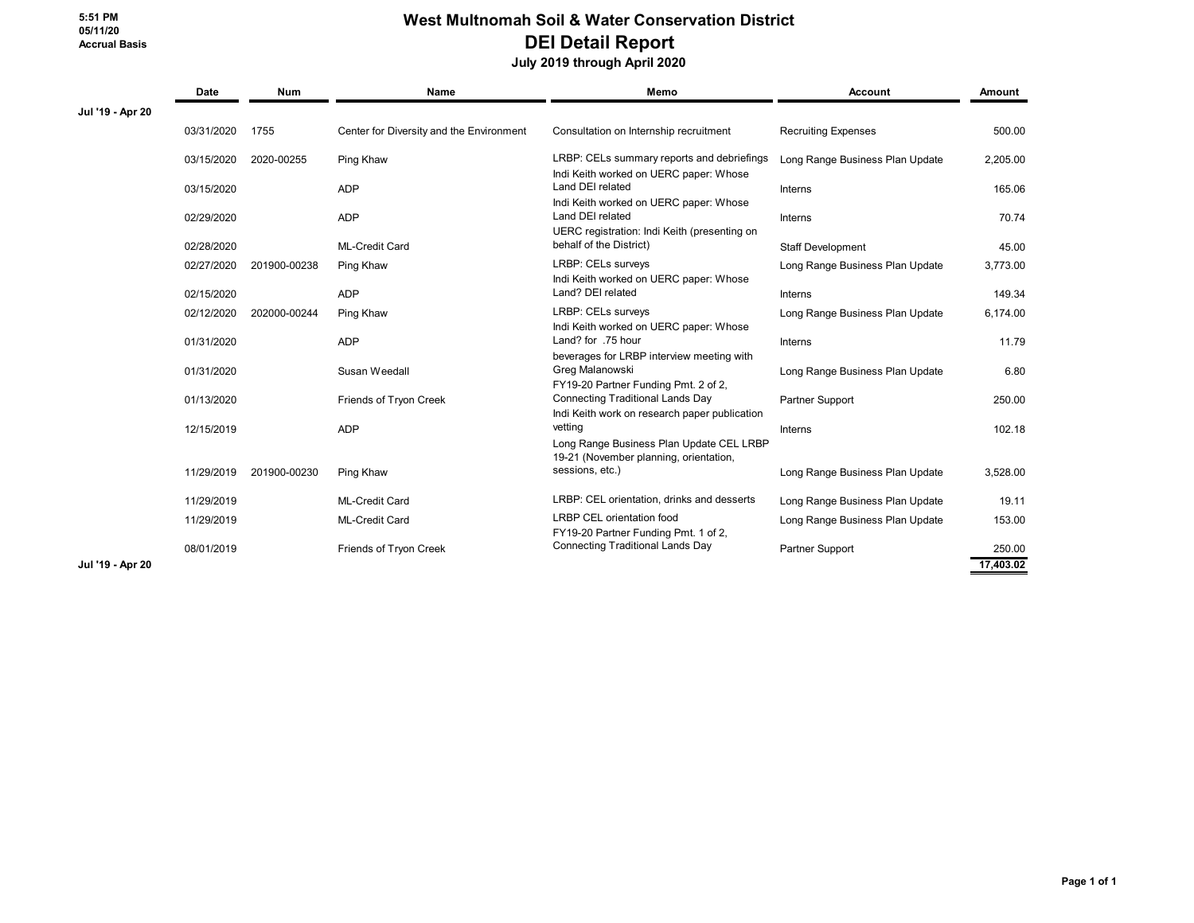5:51 PM
05/11/20
Accrual Basis

# West Multnomah Soil & Water Conservation District
## DEI Detail Report
### July 2019 through April 2020

| | Date | Num | Name | Memo | Account | Amount |
|---|---|---|---|---|---|---|
| Jul '19 - Apr 20 | | | | | | |
| | 03/31/2020 | 1755 | Center for Diversity and the Environment | Consultation on Internship recruitment | Recruiting Expenses | 500.00 |
| | 03/15/2020 | 2020-00255 | Ping Khaw | LRBP: CELs summary reports and debriefings | Long Range Business Plan Update | 2,205.00 |
| | 03/15/2020 | | ADP | Indi Keith worked on UERC paper: Whose Land DEI related | Interns | 165.06 |
| | 02/29/2020 | | ADP | Indi Keith worked on UERC paper: Whose Land DEI related | Interns | 70.74 |
| | 02/28/2020 | | ML-Credit Card | UERC registration: Indi Keith (presenting on behalf of the District) | Staff Development | 45.00 |
| | 02/27/2020 | 201900-00238 | Ping Khaw | LRBP: CELs surveys | Long Range Business Plan Update | 3,773.00 |
| | 02/15/2020 | | ADP | Indi Keith worked on UERC paper: Whose Land? DEI related | Interns | 149.34 |
| | 02/12/2020 | 202000-00244 | Ping Khaw | LRBP: CELs surveys | Long Range Business Plan Update | 6,174.00 |
| | 01/31/2020 | | ADP | Indi Keith worked on UERC paper: Whose Land? for .75 hour | Interns | 11.79 |
| | 01/31/2020 | | Susan Weedall | beverages for LRBP interview meeting with Greg Malanowski | Long Range Business Plan Update | 6.80 |
| | 01/13/2020 | | Friends of Tryon Creek | FY19-20 Partner Funding Pmt. 2 of 2, Connecting Traditional Lands Day | Partner Support | 250.00 |
| | 12/15/2019 | | ADP | Indi Keith work on research paper publication vetting | Interns | 102.18 |
| | 11/29/2019 | 201900-00230 | Ping Khaw | Long Range Business Plan Update CEL LRBP 19-21 (November planning, orientation, sessions, etc.) | Long Range Business Plan Update | 3,528.00 |
| | 11/29/2019 | | ML-Credit Card | LRBP: CEL orientation, drinks and desserts | Long Range Business Plan Update | 19.11 |
| | 11/29/2019 | | ML-Credit Card | LRBP CEL orientation food | Long Range Business Plan Update | 153.00 |
| | 08/01/2019 | | Friends of Tryon Creek | FY19-20 Partner Funding Pmt. 1 of 2, Connecting Traditional Lands Day | Partner Support | 250.00 |
| Jul '19 - Apr 20 | | | | | | 17,403.02 |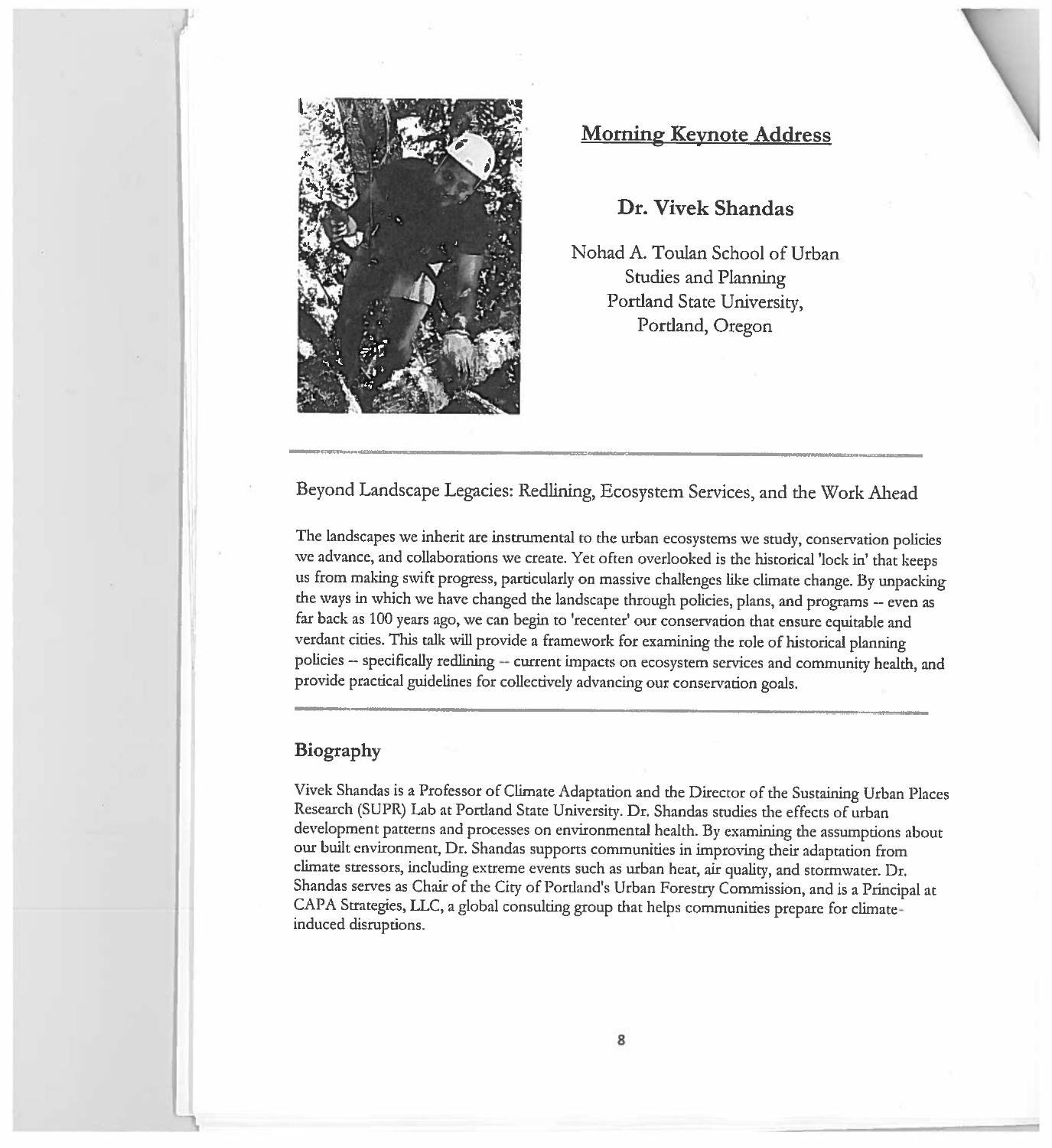## Morning Keynote Address

### Dr. Vivek Shandas

Nohad A. Toulan School of Urban Studies and Planning
Portland State University,
Portland, Oregon

---

Beyond Landscape Legacies: Redlining, Ecosystem Services, and the Work Ahead

The landscapes we inherit are instrumental to the urban ecosystems we study, conservation policies we advance, and collaborations we create. Yet often overlooked is the historical 'lock in' that keeps us from making swift progress, particularly on massive challenges like climate change. By unpacking the ways in which we have changed the landscape through policies, plans, and programs -- even as far back as 100 years ago, we can begin to 'recenter' our conservation that ensure equitable and verdant cities. This talk will provide a framework for examining the role of historical planning policies -- specifically redlining -- current impacts on ecosystem services and community health, and provide practical guidelines for collectively advancing our conservation goals.

---

### Biography

Vivek Shandas is a Professor of Climate Adaptation and the Director of the Sustaining Urban Places Research (SUPR) Lab at Portland State University. Dr. Shandas studies the effects of urban development patterns and processes on environmental health. By examining the assumptions about our built environment, Dr. Shandas supports communities in improving their adaptation from climate stressors, including extreme events such as urban heat, air quality, and stormwater. Dr. Shandas serves as Chair of the City of Portland's Urban Forestry Commission, and is a Principal at CAPA Strategies, LLC, a global consulting group that helps communities prepare for climate-induced disruptions.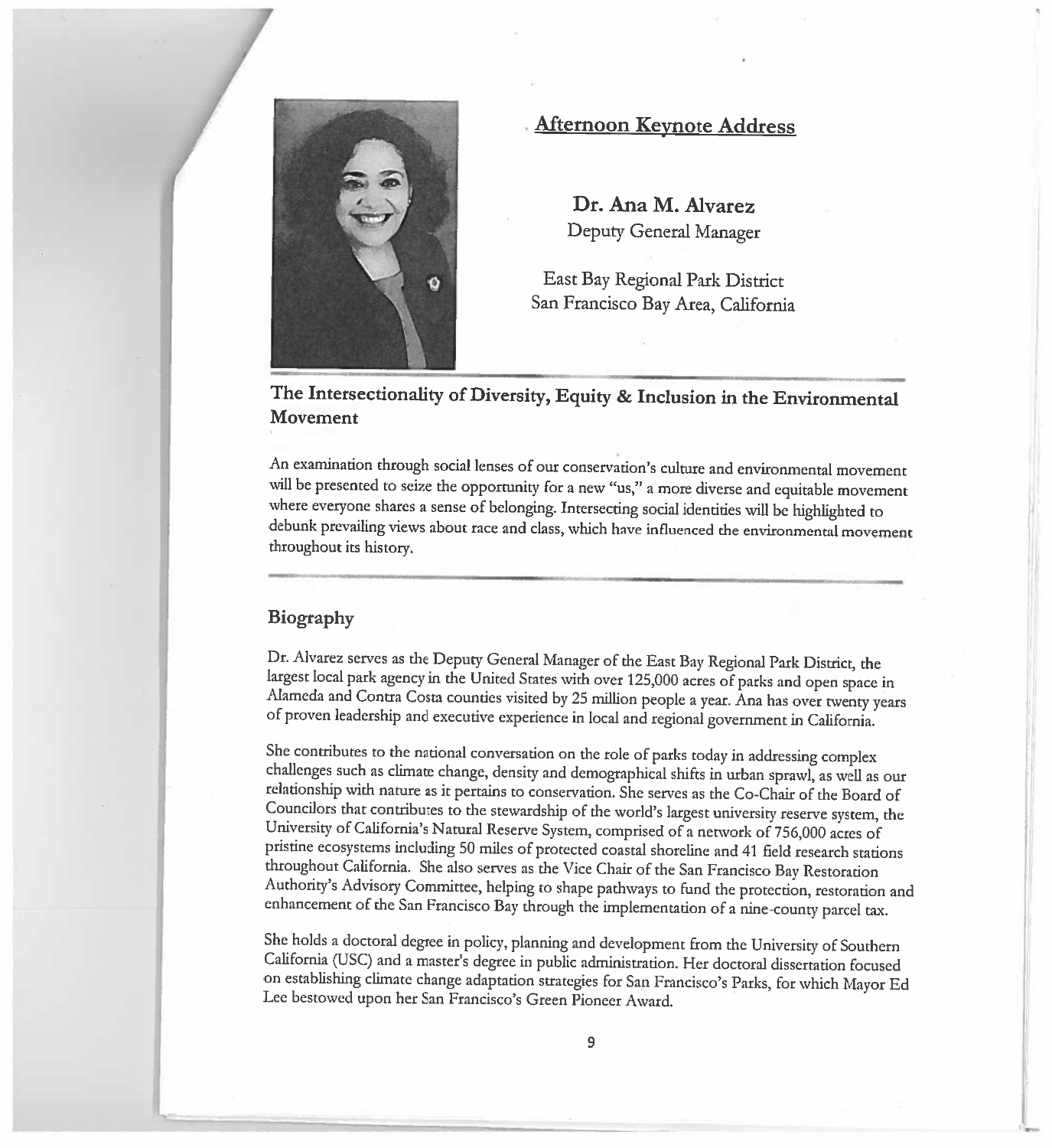## Afternoon Keynote Address

**Dr. Ana M. Alvarez**
Deputy General Manager

East Bay Regional Park District
San Francisco Bay Area, California

### The Intersectionality of Diversity, Equity & Inclusion in the Environmental Movement

An examination through social lenses of our conservation's culture and environmental movement will be presented to seize the opportunity for a new "us," a more diverse and equitable movement where everyone shares a sense of belonging. Intersecting social identities will be highlighted to debunk prevailing views about race and class, which have influenced the environmental movement throughout its history.

### Biography

Dr. Alvarez serves as the Deputy General Manager of the East Bay Regional Park District, the largest local park agency in the United States with over 125,000 acres of parks and open space in Alameda and Contra Costa counties visited by 25 million people a year. Ana has over twenty years of proven leadership and executive experience in local and regional government in California.

She contributes to the national conversation on the role of parks today in addressing complex challenges such as climate change, density and demographical shifts in urban sprawl, as well as our relationship with nature as it pertains to conservation. She serves as the Co-Chair of the Board of Councilors that contributes to the stewardship of the world's largest university reserve system, the University of California's Natural Reserve System, comprised of a network of 756,000 acres of pristine ecosystems including 50 miles of protected coastal shoreline and 41 field research stations throughout California. She also serves as the Vice Chair of the San Francisco Bay Restoration Authority's Advisory Committee, helping to shape pathways to fund the protection, restoration and enhancement of the San Francisco Bay through the implementation of a nine-county parcel tax.

She holds a doctoral degree in policy, planning and development from the University of Southern California (USC) and a master's degree in public administration. Her doctoral dissertation focused on establishing climate change adaptation strategies for San Francisco's Parks, for which Mayor Ed Lee bestowed upon her San Francisco's Green Pioneer Award.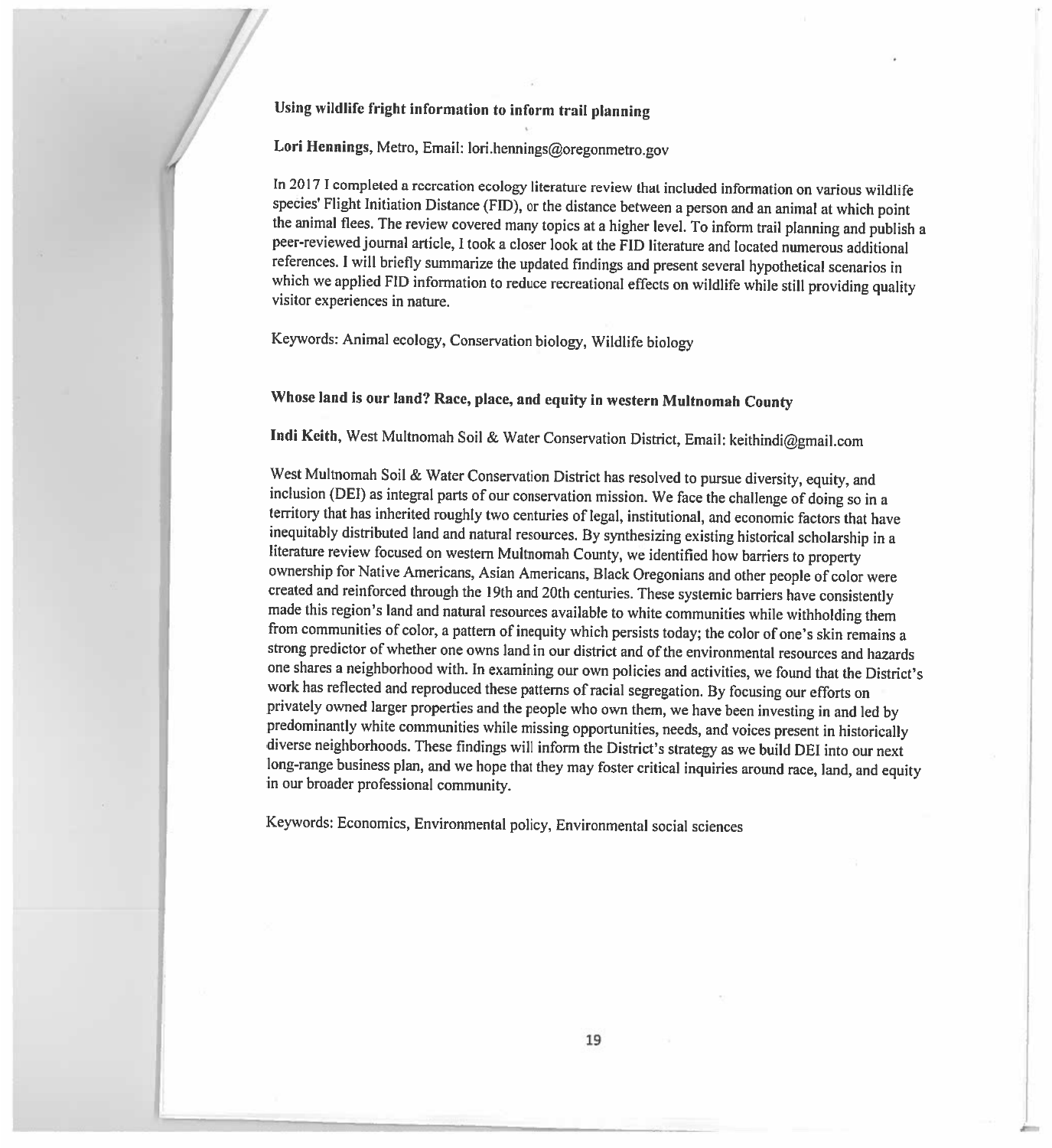### Using wildlife fright information to inform trail planning

**Lori Hennings**, Metro, Email: lori.hennings@oregonmetro.gov

In 2017 I completed a recreation ecology literature review that included information on various wildlife species' Flight Initiation Distance (FID), or the distance between a person and an animal at which point the animal flees. The review covered many topics at a higher level. To inform trail planning and publish a peer-reviewed journal article, I took a closer look at the FID literature and located numerous additional references. I will briefly summarize the updated findings and present several hypothetical scenarios in which we applied FID information to reduce recreational effects on wildlife while still providing quality visitor experiences in nature.

Keywords: Animal ecology, Conservation biology, Wildlife biology

### Whose land is our land? Race, place, and equity in western Multnomah County

**Indi Keith**, West Multnomah Soil & Water Conservation District, Email: keithindi@gmail.com

West Multnomah Soil & Water Conservation District has resolved to pursue diversity, equity, and inclusion (DEI) as integral parts of our conservation mission. We face the challenge of doing so in a territory that has inherited roughly two centuries of legal, institutional, and economic factors that have inequitably distributed land and natural resources. By synthesizing existing historical scholarship in a literature review focused on western Multnomah County, we identified how barriers to property ownership for Native Americans, Asian Americans, Black Oregonians and other people of color were created and reinforced through the 19th and 20th centuries. These systemic barriers have consistently made this region's land and natural resources available to white communities while withholding them from communities of color, a pattern of inequity which persists today; the color of one's skin remains a strong predictor of whether one owns land in our district and of the environmental resources and hazards one shares a neighborhood with. In examining our own policies and activities, we found that the District's work has reflected and reproduced these patterns of racial segregation. By focusing our efforts on privately owned larger properties and the people who own them, we have been investing in and led by predominantly white communities while missing opportunities, needs, and voices present in historically diverse neighborhoods. These findings will inform the District's strategy as we build DEI into our next long-range business plan, and we hope that they may foster critical inquiries around race, land, and equity in our broader professional community.

Keywords: Economics, Environmental policy, Environmental social sciences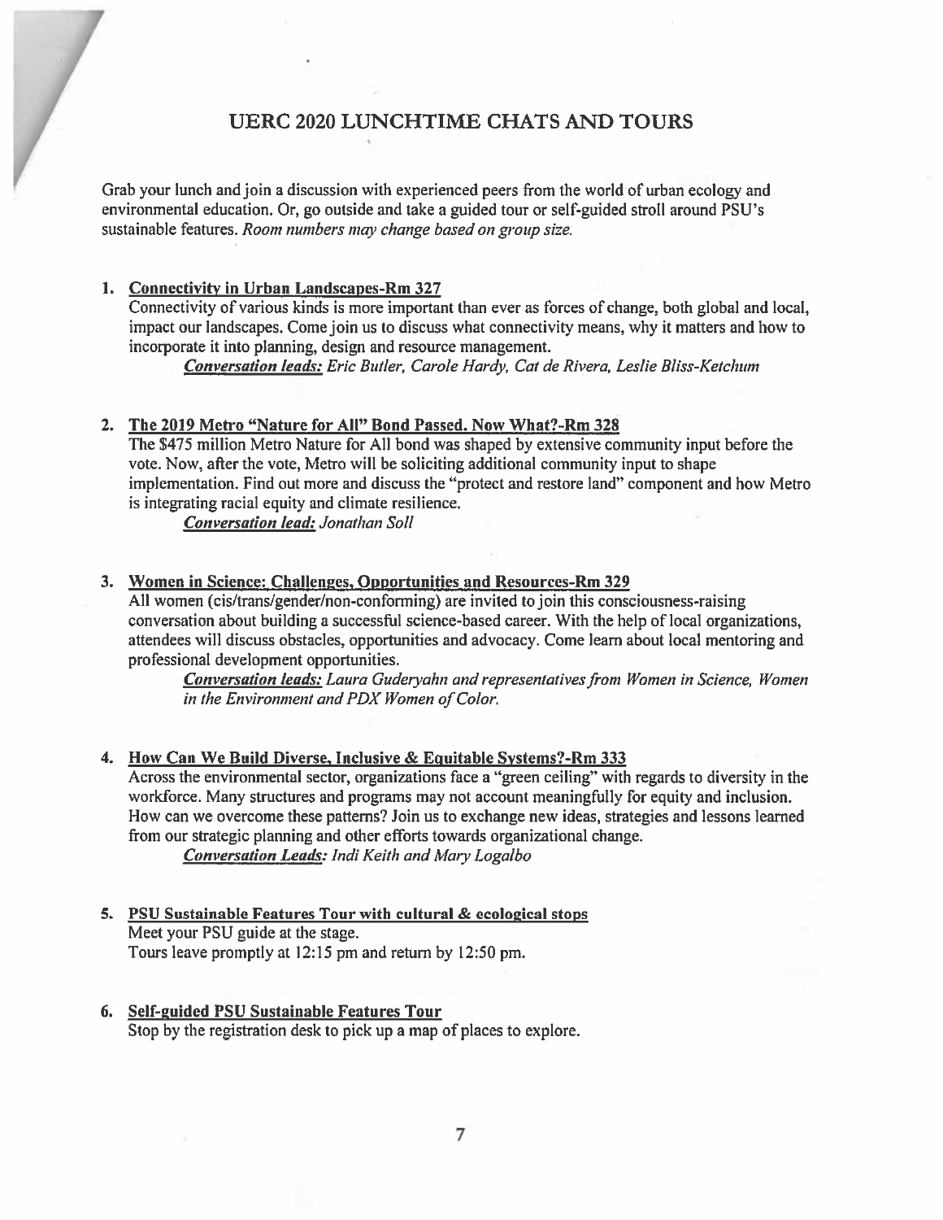# UERC 2020 LUNCHTIME CHATS AND TOURS

Grab your lunch and join a discussion with experienced peers from the world of urban ecology and environmental education. Or, go outside and take a guided tour or self-guided stroll around PSU's sustainable features. *Room numbers may change based on group size.*

1. **Connectivity in Urban Landscapes-Rm 327**

   Connectivity of various kinds is more important than ever as forces of change, both global and local, impact our landscapes. Come join us to discuss what connectivity means, why it matters and how to incorporate it into planning, design and resource management.

   ***Conversation leads:*** *Eric Butler, Carole Hardy, Cat de Rivera, Leslie Bliss-Ketchum*

2. **The 2019 Metro "Nature for All" Bond Passed. Now What?-Rm 328**

   The $475 million Metro Nature for All bond was shaped by extensive community input before the vote. Now, after the vote, Metro will be soliciting additional community input to shape implementation. Find out more and discuss the "protect and restore land" component and how Metro is integrating racial equity and climate resilience.

   ***Conversation lead:*** *Jonathan Soll*

3. **Women in Science: Challenges, Opportunities and Resources-Rm 329**

   All women (cis/trans/gender/non-conforming) are invited to join this consciousness-raising conversation about building a successful science-based career. With the help of local organizations, attendees will discuss obstacles, opportunities and advocacy. Come learn about local mentoring and professional development opportunities.

   ***Conversation leads:*** *Laura Guderyahn and representatives from Women in Science, Women in the Environment and PDX Women of Color.*

4. **How Can We Build Diverse, Inclusive & Equitable Systems?-Rm 333**

   Across the environmental sector, organizations face a "green ceiling" with regards to diversity in the workforce. Many structures and programs may not account meaningfully for equity and inclusion. How can we overcome these patterns? Join us to exchange new ideas, strategies and lessons learned from our strategic planning and other efforts towards organizational change.

   ***Conversation Leads:*** *Indi Keith and Mary Logalbo*

5. **PSU Sustainable Features Tour with cultural & ecological stops**

   Meet your PSU guide at the stage.
   Tours leave promptly at 12:15 pm and return by 12:50 pm.

6. **Self-guided PSU Sustainable Features Tour**

   Stop by the registration desk to pick up a map of places to explore.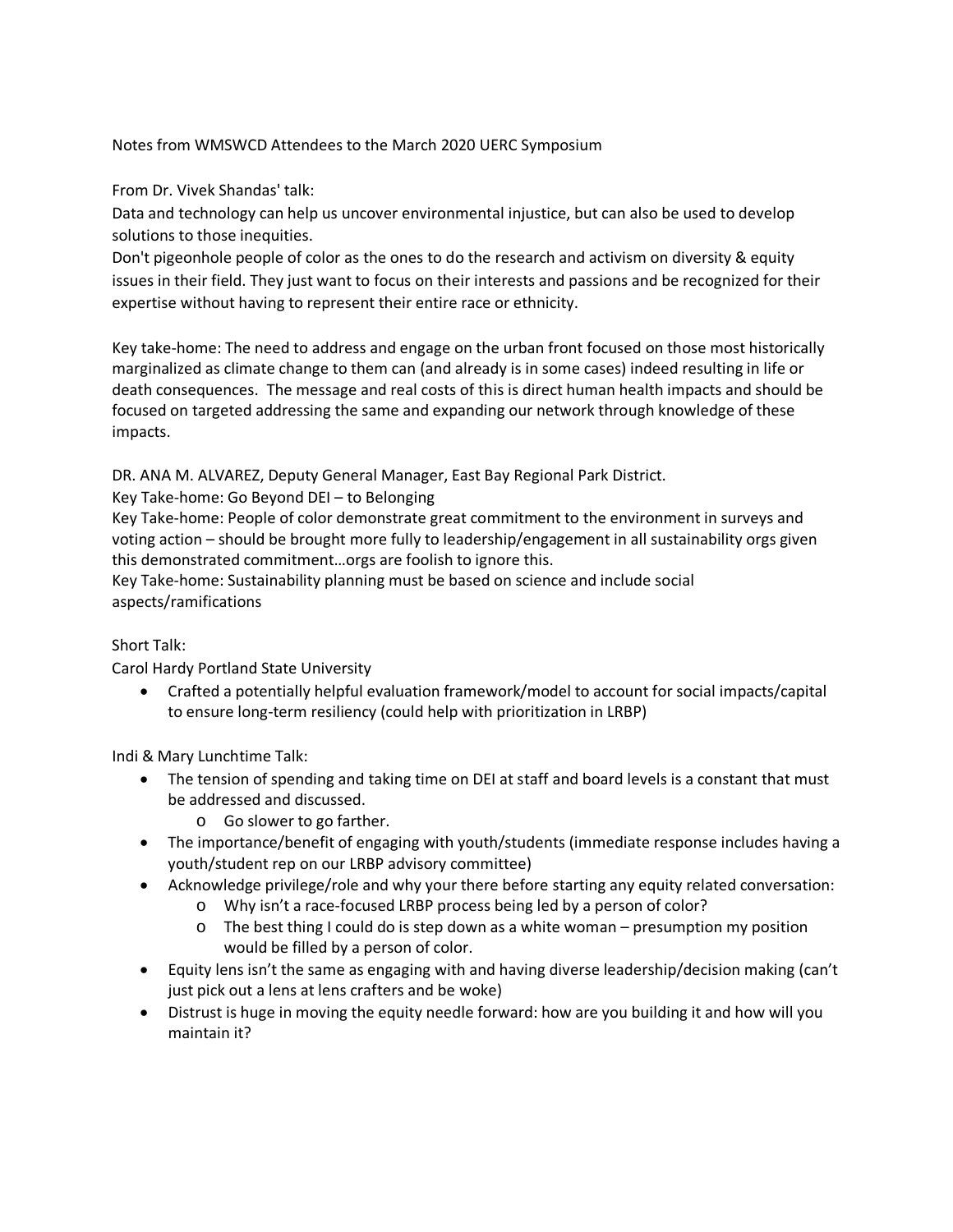Notes from WMSWCD Attendees to the March 2020 UERC Symposium

From Dr. Vivek Shandas' talk:

Data and technology can help us uncover environmental injustice, but can also be used to develop solutions to those inequities.

Don't pigeonhole people of color as the ones to do the research and activism on diversity & equity issues in their field. They just want to focus on their interests and passions and be recognized for their expertise without having to represent their entire race or ethnicity.

Key take-home: The need to address and engage on the urban front focused on those most historically marginalized as climate change to them can (and already is in some cases) indeed resulting in life or death consequences. The message and real costs of this is direct human health impacts and should be focused on targeted addressing the same and expanding our network through knowledge of these impacts.

DR. ANA M. ALVAREZ, Deputy General Manager, East Bay Regional Park District.

Key Take-home: Go Beyond DEI – to Belonging

Key Take-home: People of color demonstrate great commitment to the environment in surveys and voting action – should be brought more fully to leadership/engagement in all sustainability orgs given this demonstrated commitment…orgs are foolish to ignore this.

Key Take-home: Sustainability planning must be based on science and include social aspects/ramifications

Short Talk:

Carol Hardy Portland State University

- Crafted a potentially helpful evaluation framework/model to account for social impacts/capital to ensure long-term resiliency (could help with prioritization in LRBP)

Indi & Mary Lunchtime Talk:

- The tension of spending and taking time on DEI at staff and board levels is a constant that must be addressed and discussed.
  - Go slower to go farther.
- The importance/benefit of engaging with youth/students (immediate response includes having a youth/student rep on our LRBP advisory committee)
- Acknowledge privilege/role and why your there before starting any equity related conversation:
  - Why isn't a race-focused LRBP process being led by a person of color?
  - The best thing I could do is step down as a white woman – presumption my position would be filled by a person of color.
- Equity lens isn't the same as engaging with and having diverse leadership/decision making (can't just pick out a lens at lens crafters and be woke)
- Distrust is huge in moving the equity needle forward: how are you building it and how will you maintain it?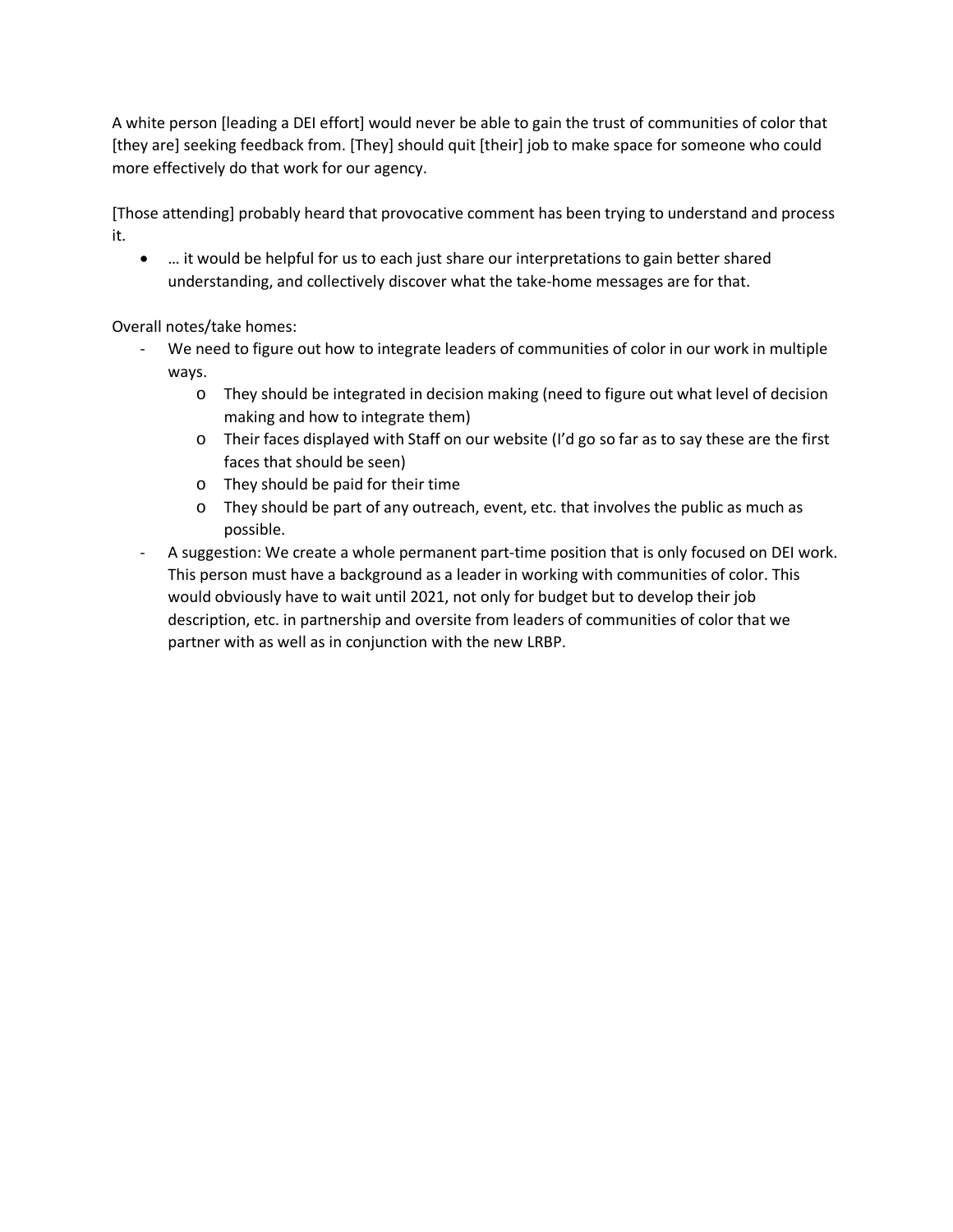A white person [leading a DEI effort] would never be able to gain the trust of communities of color that [they are] seeking feedback from. [They] should quit [their] job to make space for someone who could more effectively do that work for our agency.

[Those attending] probably heard that provocative comment has been trying to understand and process it.

- … it would be helpful for us to each just share our interpretations to gain better shared understanding, and collectively discover what the take-home messages are for that.

Overall notes/take homes:

- We need to figure out how to integrate leaders of communities of color in our work in multiple ways.
    - They should be integrated in decision making (need to figure out what level of decision making and how to integrate them)
    - Their faces displayed with Staff on our website (I'd go so far as to say these are the first faces that should be seen)
    - They should be paid for their time
    - They should be part of any outreach, event, etc. that involves the public as much as possible.
- A suggestion: We create a whole permanent part-time position that is only focused on DEI work. This person must have a background as a leader in working with communities of color. This would obviously have to wait until 2021, not only for budget but to develop their job description, etc. in partnership and oversite from leaders of communities of color that we partner with as well as in conjunction with the new LRBP.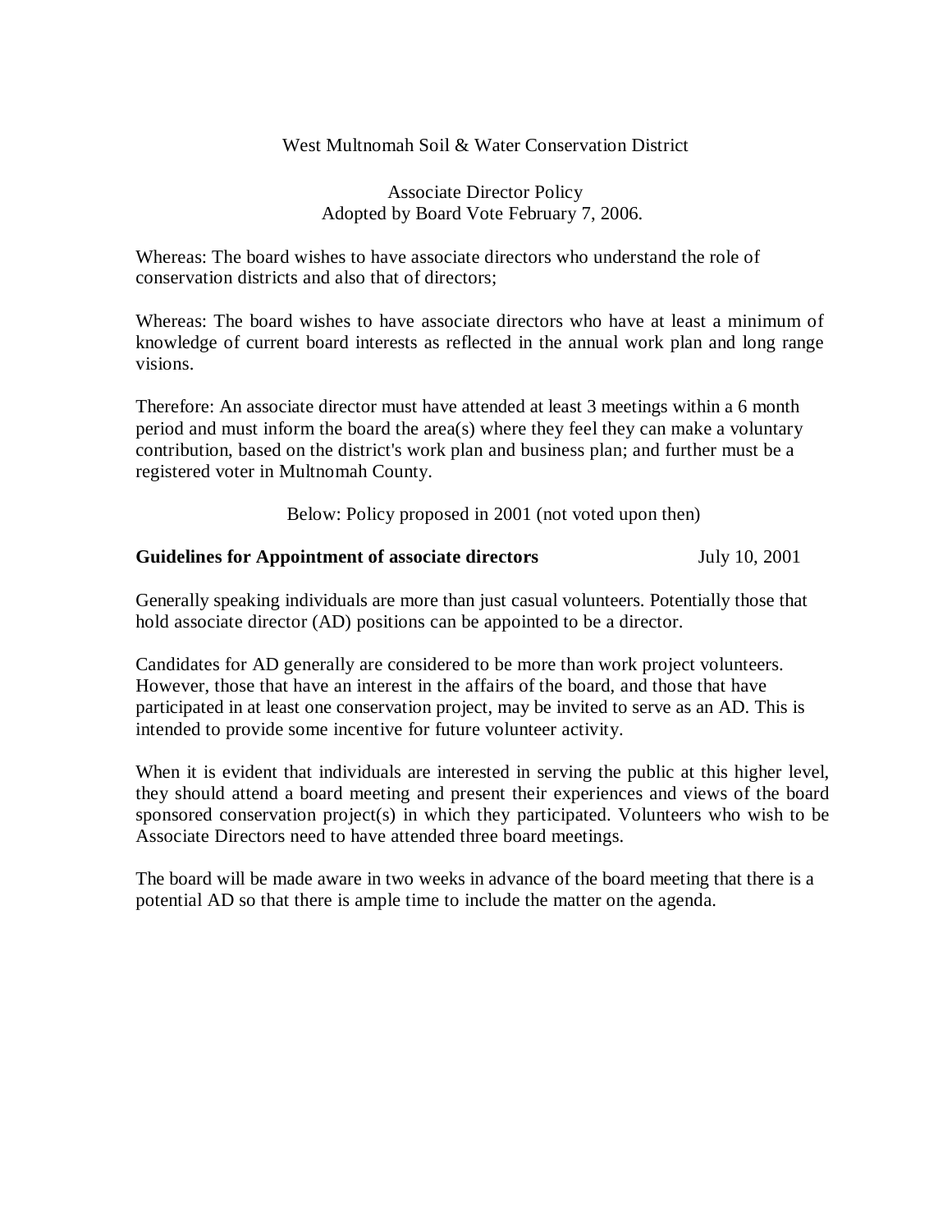West Multnomah Soil & Water Conservation District

Associate Director Policy
Adopted by Board Vote February 7, 2006.

Whereas: The board wishes to have associate directors who understand the role of conservation districts and also that of directors;

Whereas: The board wishes to have associate directors who have at least a minimum of knowledge of current board interests as reflected in the annual work plan and long range visions.

Therefore: An associate director must have attended at least 3 meetings within a 6 month period and must inform the board the area(s) where they feel they can make a voluntary contribution, based on the district's work plan and business plan; and further must be a registered voter in Multnomah County.

Below: Policy proposed in 2001 (not voted upon then)

**Guidelines for Appointment of associate directors** July 10, 2001

Generally speaking individuals are more than just casual volunteers. Potentially those that hold associate director (AD) positions can be appointed to be a director.

Candidates for AD generally are considered to be more than work project volunteers. However, those that have an interest in the affairs of the board, and those that have participated in at least one conservation project, may be invited to serve as an AD. This is intended to provide some incentive for future volunteer activity.

When it is evident that individuals are interested in serving the public at this higher level, they should attend a board meeting and present their experiences and views of the board sponsored conservation project(s) in which they participated. Volunteers who wish to be Associate Directors need to have attended three board meetings.

The board will be made aware in two weeks in advance of the board meeting that there is a potential AD so that there is ample time to include the matter on the agenda.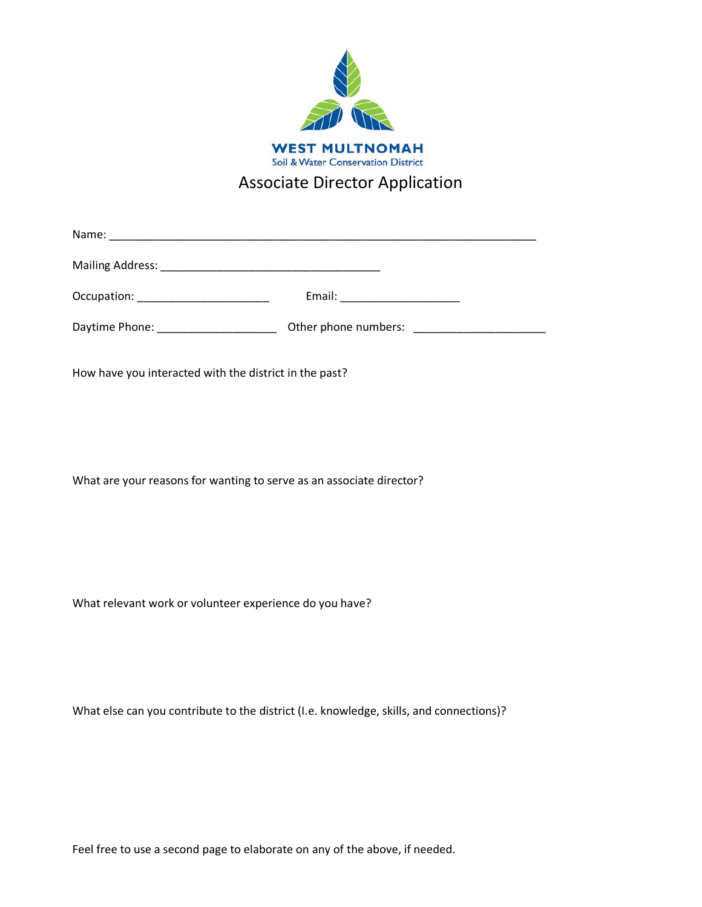WEST MULTNOMAH
Soil & Water Conservation District

# Associate Director Application

Name: ______________________________________________________________________

Mailing Address: ____________________________________

Occupation: _____________________ Email: ___________________

Daytime Phone: ___________________ Other phone numbers: _____________________

How have you interacted with the district in the past?

What are your reasons for wanting to serve as an associate director?

What relevant work or volunteer experience do you have?

What else can you contribute to the district (I.e. knowledge, skills, and connections)?

Feel free to use a second page to elaborate on any of the above, if needed.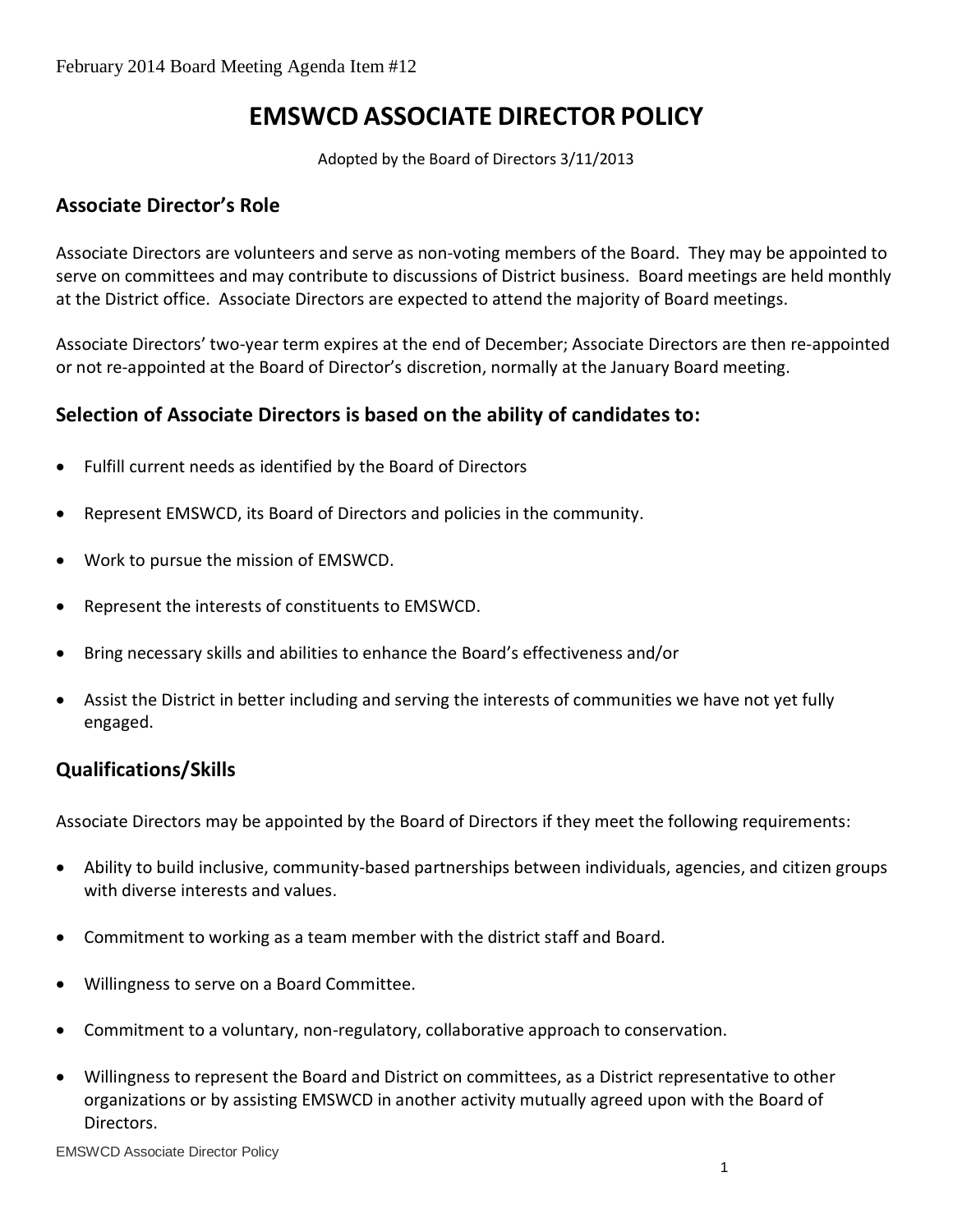February 2014 Board Meeting Agenda Item #12

# EMSWCD ASSOCIATE DIRECTOR POLICY

Adopted by the Board of Directors 3/11/2013

## Associate Director's Role

Associate Directors are volunteers and serve as non-voting members of the Board. They may be appointed to serve on committees and may contribute to discussions of District business. Board meetings are held monthly at the District office. Associate Directors are expected to attend the majority of Board meetings.

Associate Directors' two-year term expires at the end of December; Associate Directors are then re-appointed or not re-appointed at the Board of Director's discretion, normally at the January Board meeting.

## Selection of Associate Directors is based on the ability of candidates to:

- Fulfill current needs as identified by the Board of Directors
- Represent EMSWCD, its Board of Directors and policies in the community.
- Work to pursue the mission of EMSWCD.
- Represent the interests of constituents to EMSWCD.
- Bring necessary skills and abilities to enhance the Board's effectiveness and/or
- Assist the District in better including and serving the interests of communities we have not yet fully engaged.

## Qualifications/Skills

Associate Directors may be appointed by the Board of Directors if they meet the following requirements:

- Ability to build inclusive, community-based partnerships between individuals, agencies, and citizen groups with diverse interests and values.
- Commitment to working as a team member with the district staff and Board.
- Willingness to serve on a Board Committee.
- Commitment to a voluntary, non-regulatory, collaborative approach to conservation.
- Willingness to represent the Board and District on committees, as a District representative to other organizations or by assisting EMSWCD in another activity mutually agreed upon with the Board of Directors.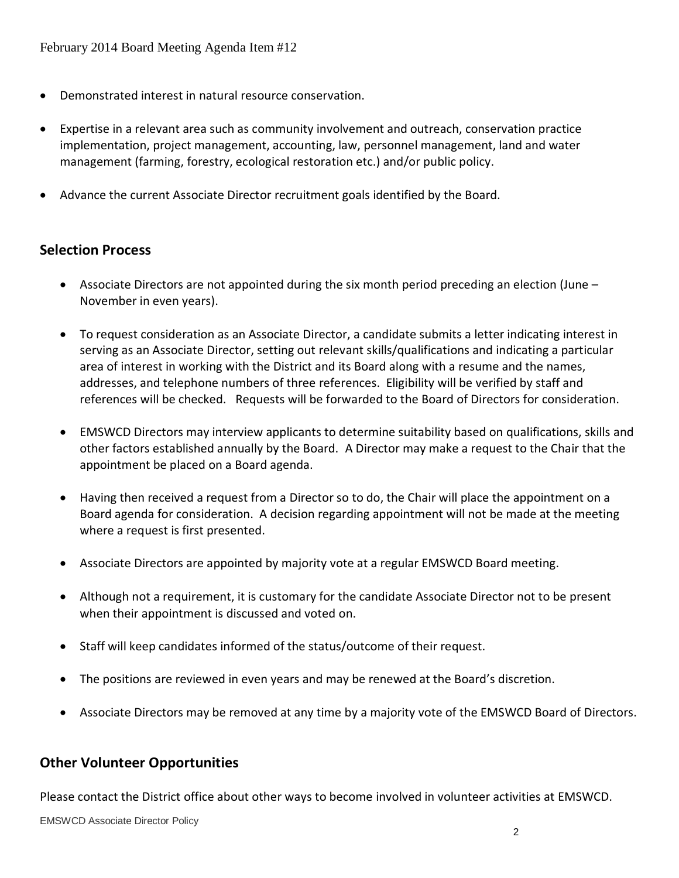- Demonstrated interest in natural resource conservation.
- Expertise in a relevant area such as community involvement and outreach, conservation practice implementation, project management, accounting, law, personnel management, land and water management (farming, forestry, ecological restoration etc.) and/or public policy.
- Advance the current Associate Director recruitment goals identified by the Board.

## Selection Process

- Associate Directors are not appointed during the six month period preceding an election (June – November in even years).
- To request consideration as an Associate Director, a candidate submits a letter indicating interest in serving as an Associate Director, setting out relevant skills/qualifications and indicating a particular area of interest in working with the District and its Board along with a resume and the names, addresses, and telephone numbers of three references. Eligibility will be verified by staff and references will be checked. Requests will be forwarded to the Board of Directors for consideration.
- EMSWCD Directors may interview applicants to determine suitability based on qualifications, skills and other factors established annually by the Board. A Director may make a request to the Chair that the appointment be placed on a Board agenda.
- Having then received a request from a Director so to do, the Chair will place the appointment on a Board agenda for consideration. A decision regarding appointment will not be made at the meeting where a request is first presented.
- Associate Directors are appointed by majority vote at a regular EMSWCD Board meeting.
- Although not a requirement, it is customary for the candidate Associate Director not to be present when their appointment is discussed and voted on.
- Staff will keep candidates informed of the status/outcome of their request.
- The positions are reviewed in even years and may be renewed at the Board's discretion.
- Associate Directors may be removed at any time by a majority vote of the EMSWCD Board of Directors.

## Other Volunteer Opportunities

Please contact the District office about other ways to become involved in volunteer activities at EMSWCD.